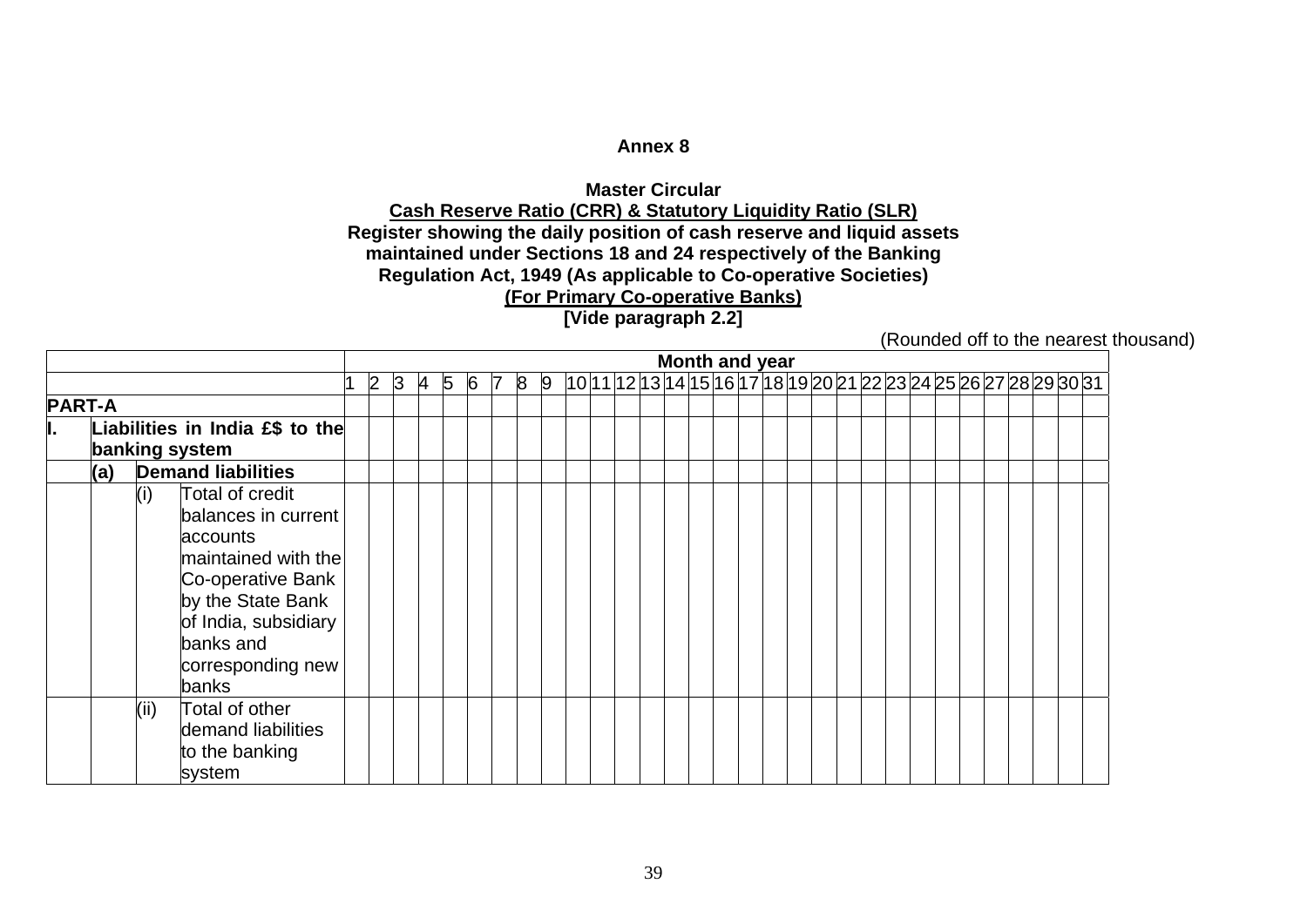**Annex 8**

**Master Circular**

**Cash Reserve Ratio (CRR) & Statutory Liquidity Ratio (SLR)**

**Register showing the daily position of cash reserve and liquid assets maintained under Sections 18 and 24 respectively of the Banking Regulation Act, 1949 (As applicable to Co-operative Societies)**

**(For Primary Co-operative Banks)**

**[Vide paragraph 2.2]**

(Rounded off to the nearest thousand)

| | | | | Month and year | | | | | | | | | | | | | | | | | | | | | | | | | | | | | | |
|---|---|---|---|---|---|---|---|---|---|---|---|---|---|---|---|---|---|---|---|---|---|---|---|---|---|---|---|---|---|---|---|---|---|---|
| | | | | 1 | 2 | 3 | 4 | 5 | 6 | 7 | 8 | 9 | 10 | 11 | 12 | 13 | 14 | 15 | 16 | 17 | 18 | 19 | 20 | 21 | 22 | 23 | 24 | 25 | 26 | 27 | 28 | 29 | 30 | 31 |
| **PART-A** | | | | | | | | | | | | | | | | | | | | | | | | | | | | | | | | | | |
| **I.** | **Liabilities in India £$ to the banking system** | | | | | | | | | | | | | | | | | | | | | | | | | | | | | | | | | |
| | **(a)** | **Demand liabilities** | | | | | | | | | | | | | | | | | | | | | | | | | | | | | | | | |
| | | (i) | Total of credit balances in current accounts maintained with the Co-operative Bank by the State Bank of India, subsidiary banks and corresponding new banks | | | | | | | | | | | | | | | | | | | | | | | | | | | | | | | |
| | | (ii) | Total of other demand liabilities to the banking system | | | | | | | | | | | | | | | | | | | | | | | | | | | | | | | |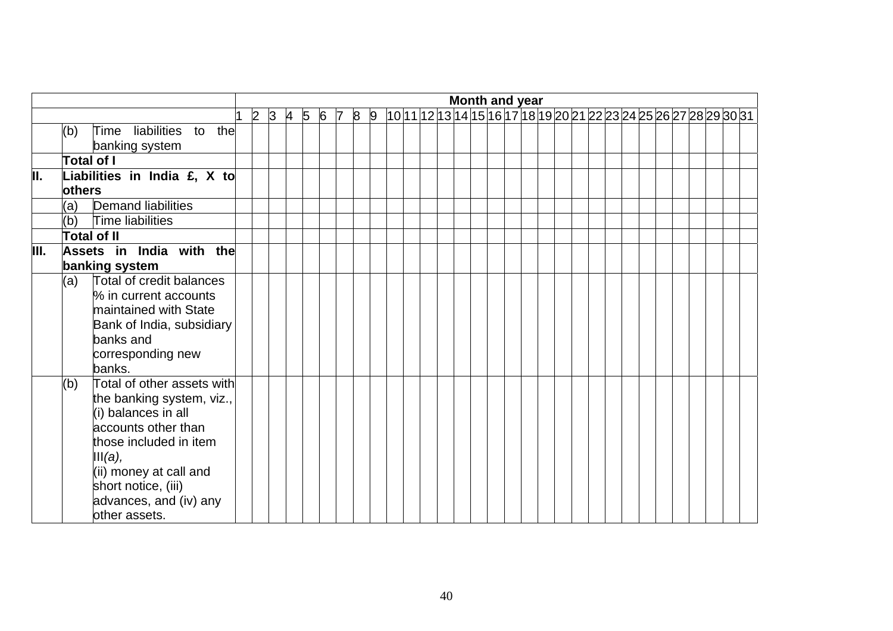| | | | Month and year | | | | | | | | | | | | | | | | | | | | | | | | | | | | | | |
|---|---|---|---|---|---|---|---|---|---|---|---|---|---|---|---|---|---|---|---|---|---|---|---|---|---|---|---|---|---|---|---|---|---|
| | | | 1 | 2 | 3 | 4 | 5 | 6 | 7 | 8 | 9 | 10 | 11 | 12 | 13 | 14 | 15 | 16 | 17 | 18 | 19 | 20 | 21 | 22 | 23 | 24 | 25 | 26 | 27 | 28 | 29 | 30 | 31 |
| | (b) | Time liabilities to the banking system | | | | | | | | | | | | | | | | | | | | | | | | | | | | | | | |
| | **Total of I** | | | | | | | | | | | | | | | | | | | | | | | | | | | | | | | | |
| **II.** | **Liabilities in India £, X to others** | | | | | | | | | | | | | | | | | | | | | | | | | | | | | | | | |
| | (a) | Demand liabilities | | | | | | | | | | | | | | | | | | | | | | | | | | | | | | | |
| | (b) | Time liabilities | | | | | | | | | | | | | | | | | | | | | | | | | | | | | | | |
| | **Total of II** | | | | | | | | | | | | | | | | | | | | | | | | | | | | | | | | |
| **III.** | **Assets in India with the banking system** | | | | | | | | | | | | | | | | | | | | | | | | | | | | | | | | |
| | (a) | Total of credit balances % in current accounts maintained with State Bank of India, subsidiary banks and corresponding new banks. | | | | | | | | | | | | | | | | | | | | | | | | | | | | | | | |
| | (b) | Total of other assets with the banking system, viz., (i) balances in all accounts other than those included in item III*(a),* (ii) money at call and short notice, (iii) advances, and (iv) any other assets. | | | | | | | | | | | | | | | | | | | | | | | | | | | | | | | |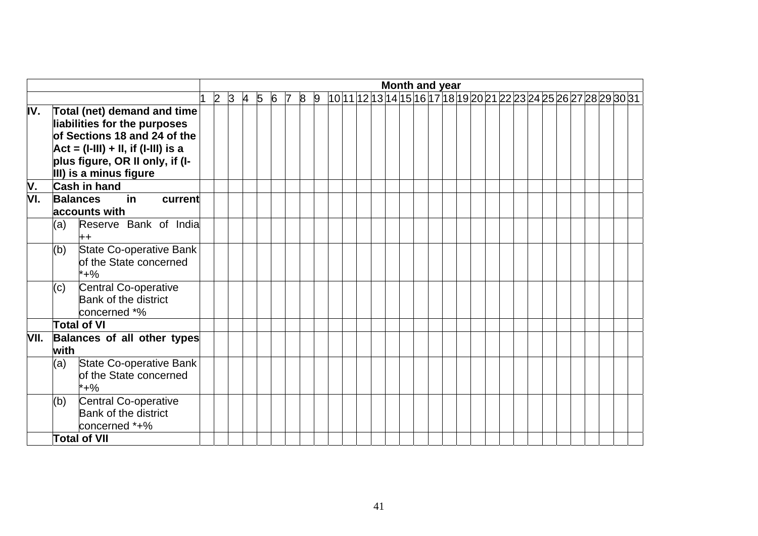| | | | Month and year | | | | | | | | | | | | | | | | | | | | | | | | | | | | | | |
|---|---|---|---|---|---|---|---|---|---|---|---|---|---|---|---|---|---|---|---|---|---|---|---|---|---|---|---|---|---|---|---|---|---|
| | | | 1 | 2 | 3 | 4 | 5 | 6 | 7 | 8 | 9 | 10 | 11 | 12 | 13 | 14 | 15 | 16 | 17 | 18 | 19 | 20 | 21 | 22 | 23 | 24 | 25 | 26 | 27 | 28 | 29 | 30 | 31 |
| **IV.** | **Total (net) demand and time liabilities for the purposes of Sections 18 and 24 of the Act = (I-III) + II, if (I-III) is a plus figure, OR II only, if (I-III) is a minus figure** | | | | | | | | | | | | | | | | | | | | | | | | | | | | | | | | |
| **V.** | **Cash in hand** | | | | | | | | | | | | | | | | | | | | | | | | | | | | | | | | |
| **VI.** | **Balances in current accounts with** | | | | | | | | | | | | | | | | | | | | | | | | | | | | | | | | |
| | (a) | Reserve Bank of India ++ | | | | | | | | | | | | | | | | | | | | | | | | | | | | | | | |
| | (b) | State Co-operative Bank of the State concerned *+% | | | | | | | | | | | | | | | | | | | | | | | | | | | | | | | |
| | (c) | Central Co-operative Bank of the district concerned *% | | | | | | | | | | | | | | | | | | | | | | | | | | | | | | | |
| | **Total of VI** | | | | | | | | | | | | | | | | | | | | | | | | | | | | | | | | |
| **VII.** | **Balances of all other types with** | | | | | | | | | | | | | | | | | | | | | | | | | | | | | | | | |
| | (a) | State Co-operative Bank of the State concerned *+% | | | | | | | | | | | | | | | | | | | | | | | | | | | | | | | |
| | (b) | Central Co-operative Bank of the district concerned *+% | | | | | | | | | | | | | | | | | | | | | | | | | | | | | | | |
| | **Total of VII** | | | | | | | | | | | | | | | | | | | | | | | | | | | | | | | | |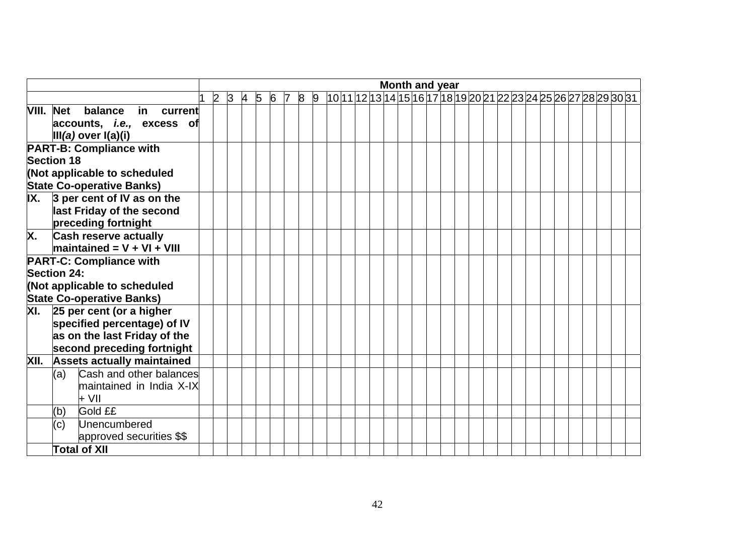| | | | Month and year | | | | | | | | | | | | | | | | | | | | | | | | | | | | | |
|---|---|---|---|---|---|---|---|---|---|---|---|---|---|---|---|---|---|---|---|---|---|---|---|---|---|---|---|---|---|---|---|---|---|
| | | | 1 | 2 | 3 | 4 | 5 | 6 | 7 | 8 | 9 | 10 | 11 | 12 | 13 | 14 | 15 | 16 | 17 | 18 | 19 | 20 | 21 | 22 | 23 | 24 | 25 | 26 | 27 | 28 | 29 | 30 | 31 |
| **VIII.** | **Net balance in current accounts, *i.e.,* excess of III*(a)* over I(a)(i)** | | | | | | | | | | | | | | | | | | | | | | | | | | | | | | | | | |
| **PART-B: Compliance with Section 18 (Not applicable to scheduled State Co-operative Banks)** | | | | | | | | | | | | | | | | | | | | | | | | | | | | | | | | | | |
| **IX.** | **3 per cent of IV as on the last Friday of the second preceding fortnight** | | | | | | | | | | | | | | | | | | | | | | | | | | | | | | | | | |
| **X.** | **Cash reserve actually maintained = V + VI + VIII** | | | | | | | | | | | | | | | | | | | | | | | | | | | | | | | | | |
| **PART-C: Compliance with Section 24: (Not applicable to scheduled State Co-operative Banks)** | | | | | | | | | | | | | | | | | | | | | | | | | | | | | | | | | | |
| **XI.** | **25 per cent (or a higher specified percentage) of IV as on the last Friday of the second preceding fortnight** | | | | | | | | | | | | | | | | | | | | | | | | | | | | | | | | | |
| **XII.** | **Assets actually maintained** | | | | | | | | | | | | | | | | | | | | | | | | | | | | | | | | | |
| | (a) | Cash and other balances maintained in India X-IX + VII | | | | | | | | | | | | | | | | | | | | | | | | | | | | | | | | |
| | (b) | Gold ££ | | | | | | | | | | | | | | | | | | | | | | | | | | | | | | | | |
| | (c) | Unencumbered approved securities $$ | | | | | | | | | | | | | | | | | | | | | | | | | | | | | | | | |
| | **Total of XII** | | | | | | | | | | | | | | | | | | | | | | | | | | | | | | | | | |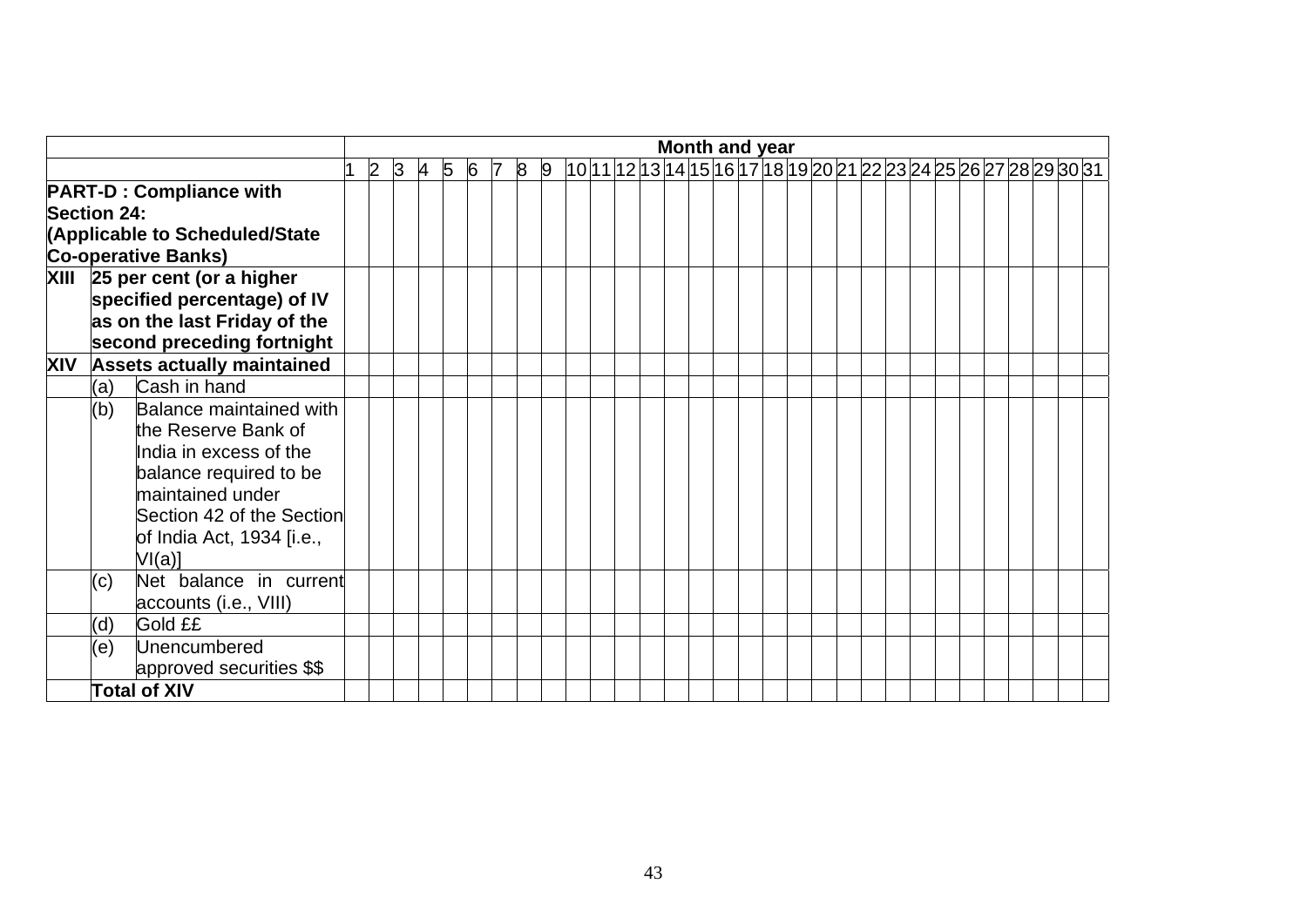| | | | Month and year | | | | | | | | | | | | | | | | | | | | | | | | | | | | | |
|---|---|---|---|---|---|---|---|---|---|---|---|---|---|---|---|---|---|---|---|---|---|---|---|---|---|---|---|---|---|---|---|---|---|
| | | | 1 | 2 | 3 | 4 | 5 | 6 | 7 | 8 | 9 | 10 | 11 | 12 | 13 | 14 | 15 | 16 | 17 | 18 | 19 | 20 | 21 | 22 | 23 | 24 | 25 | 26 | 27 | 28 | 29 | 30 | 31 |
| **PART-D : Compliance with Section 24: (Applicable to Scheduled/State Co-operative Banks)** | | | | | | | | | | | | | | | | | | | | | | | | | | | | | | | | | |
| **XIII** | **25 per cent (or a higher specified percentage) of IV as on the last Friday of the second preceding fortnight** | | | | | | | | | | | | | | | | | | | | | | | | | | | | | | | | |
| **XIV** | **Assets actually maintained** | | | | | | | | | | | | | | | | | | | | | | | | | | | | | | | | |
| | (a) | Cash in hand | | | | | | | | | | | | | | | | | | | | | | | | | | | | | | | |
| | (b) | Balance maintained with the Reserve Bank of India in excess of the balance required to be maintained under Section 42 of the Section of India Act, 1934 [i.e., VI(a)] | | | | | | | | | | | | | | | | | | | | | | | | | | | | | | | |
| | (c) | Net balance in current accounts (i.e., VIII) | | | | | | | | | | | | | | | | | | | | | | | | | | | | | | | |
| | (d) | Gold ££ | | | | | | | | | | | | | | | | | | | | | | | | | | | | | | | |
| | (e) | Unencumbered approved securities $$ | | | | | | | | | | | | | | | | | | | | | | | | | | | | | | | |
| | **Total of XIV** | | | | | | | | | | | | | | | | | | | | | | | | | | | | | | | | |